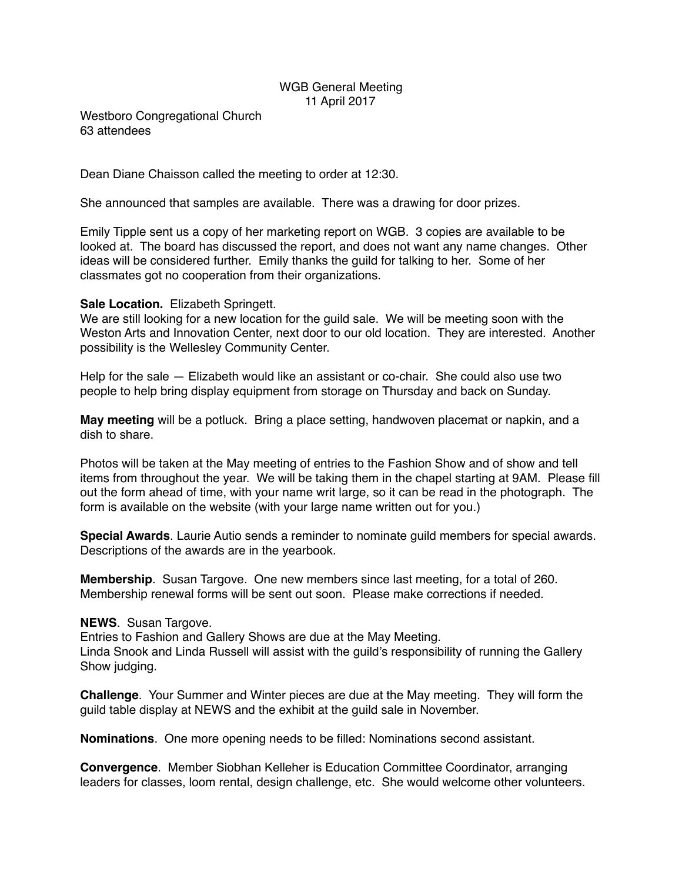WGB General Meeting
11 April 2017

Westboro Congregational Church
63 attendees

Dean Diane Chaisson called the meeting to order at 12:30.

She announced that samples are available. There was a drawing for door prizes.

Emily Tipple sent us a copy of her marketing report on WGB. 3 copies are available to be looked at. The board has discussed the report, and does not want any name changes. Other ideas will be considered further. Emily thanks the guild for talking to her. Some of her classmates got no cooperation from their organizations.

**Sale Location.** Elizabeth Springett.
We are still looking for a new location for the guild sale. We will be meeting soon with the Weston Arts and Innovation Center, next door to our old location. They are interested. Another possibility is the Wellesley Community Center.

Help for the sale — Elizabeth would like an assistant or co-chair. She could also use two people to help bring display equipment from storage on Thursday and back on Sunday.

**May meeting** will be a potluck. Bring a place setting, handwoven placemat or napkin, and a dish to share.

Photos will be taken at the May meeting of entries to the Fashion Show and of show and tell items from throughout the year. We will be taking them in the chapel starting at 9AM. Please fill out the form ahead of time, with your name writ large, so it can be read in the photograph. The form is available on the website (with your large name written out for you.)

**Special Awards**. Laurie Autio sends a reminder to nominate guild members for special awards. Descriptions of the awards are in the yearbook.

**Membership**. Susan Targove. One new members since last meeting, for a total of 260. Membership renewal forms will be sent out soon. Please make corrections if needed.

**NEWS**. Susan Targove.
Entries to Fashion and Gallery Shows are due at the May Meeting.
Linda Snook and Linda Russell will assist with the guild's responsibility of running the Gallery Show judging.

**Challenge**. Your Summer and Winter pieces are due at the May meeting. They will form the guild table display at NEWS and the exhibit at the guild sale in November.

**Nominations**. One more opening needs to be filled: Nominations second assistant.

**Convergence**. Member Siobhan Kelleher is Education Committee Coordinator, arranging leaders for classes, loom rental, design challenge, etc. She would welcome other volunteers.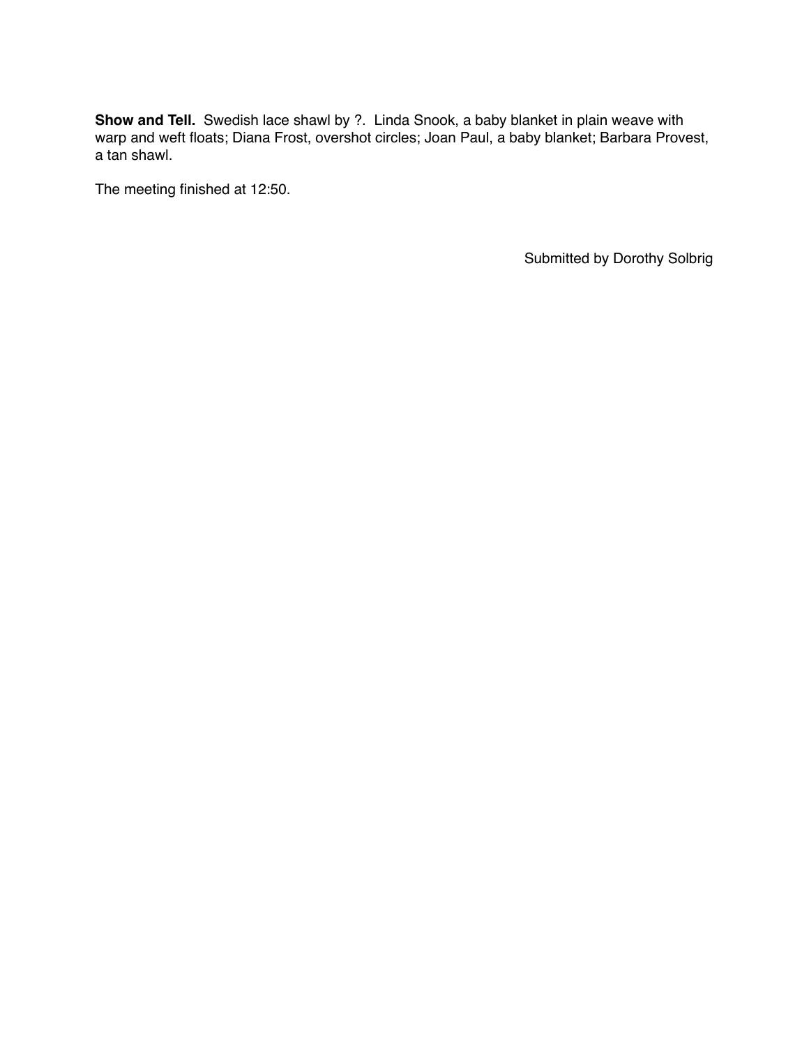**Show and Tell.** Swedish lace shawl by ?. Linda Snook, a baby blanket in plain weave with warp and weft floats; Diana Frost, overshot circles; Joan Paul, a baby blanket; Barbara Provest, a tan shawl.

The meeting finished at 12:50.

Submitted by Dorothy Solbrig